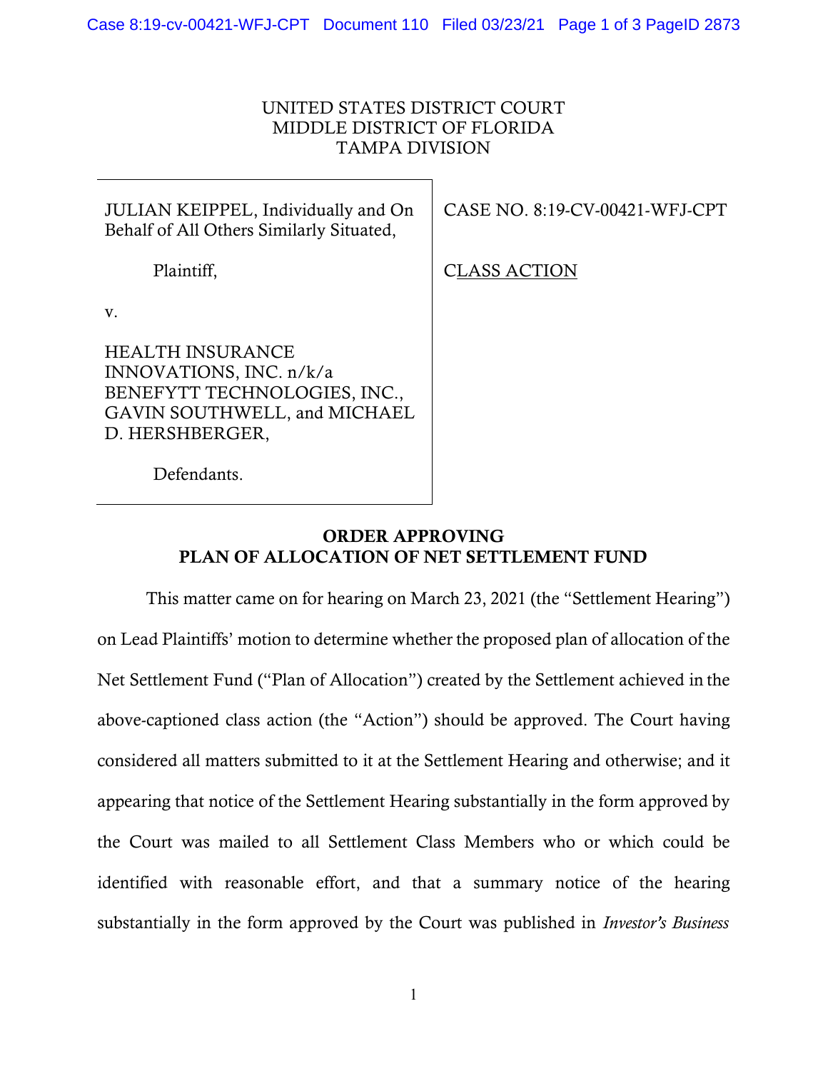UNITED STATES DISTRICT COURT
MIDDLE DISTRICT OF FLORIDA
TAMPA DIVISION

| | |
|---|---|
| JULIAN KEIPPEL, Individually and On Behalf of All Others Similarly Situated,<br><br>Plaintiff,<br><br>v.<br><br>HEALTH INSURANCE INNOVATIONS, INC. n/k/a BENEFYTT TECHNOLOGIES, INC., GAVIN SOUTHWELL, and MICHAEL D. HERSHBERGER,<br><br>Defendants. | CASE NO. 8:19-CV-00421-WFJ-CPT<br><br>CLASS ACTION |

## ORDER APPROVING PLAN OF ALLOCATION OF NET SETTLEMENT FUND

This matter came on for hearing on March 23, 2021 (the "Settlement Hearing") on Lead Plaintiffs' motion to determine whether the proposed plan of allocation of the Net Settlement Fund ("Plan of Allocation") created by the Settlement achieved in the above-captioned class action (the "Action") should be approved. The Court having considered all matters submitted to it at the Settlement Hearing and otherwise; and it appearing that notice of the Settlement Hearing substantially in the form approved by the Court was mailed to all Settlement Class Members who or which could be identified with reasonable effort, and that a summary notice of the hearing substantially in the form approved by the Court was published in *Investor's Business*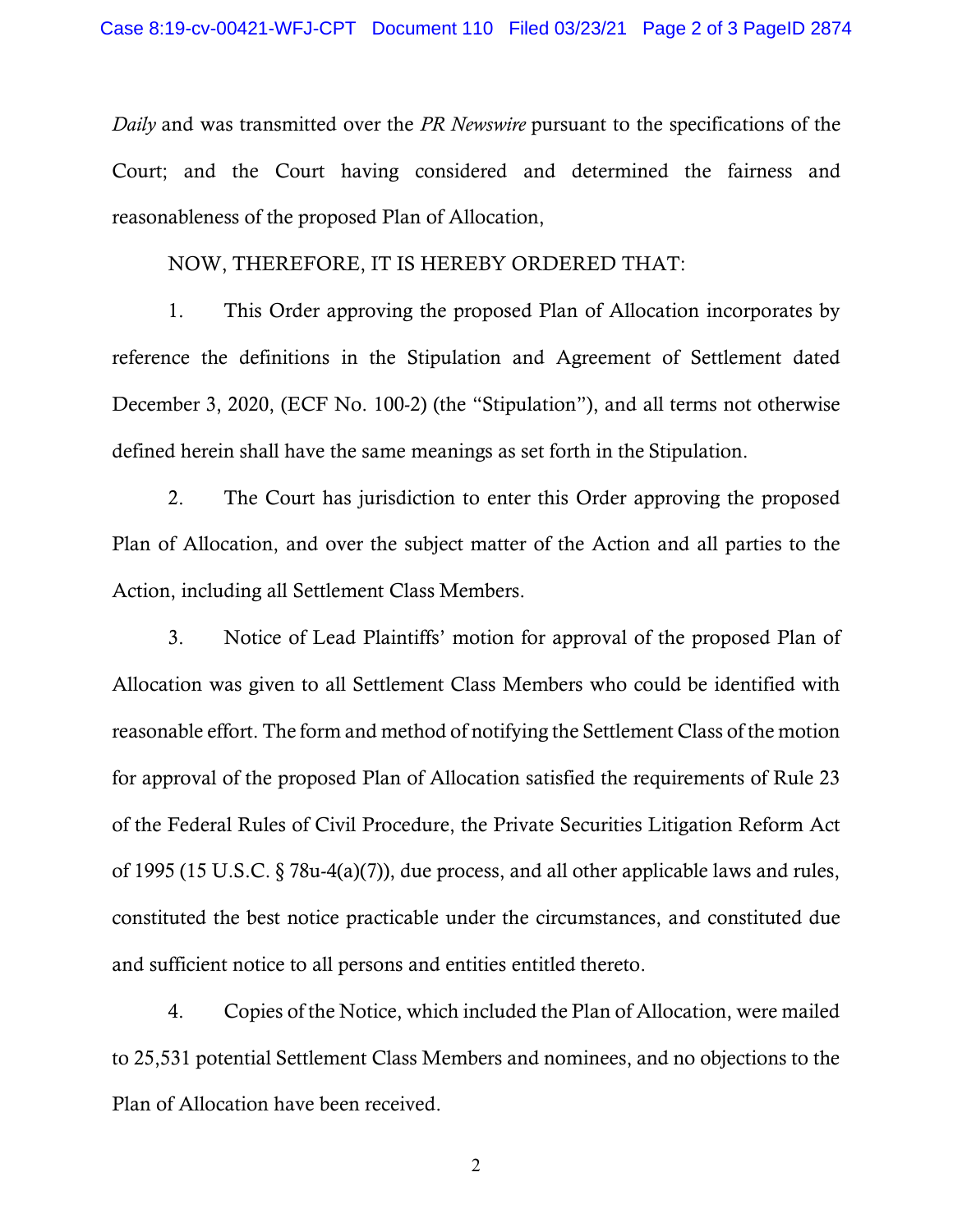*Daily* and was transmitted over the *PR Newswire* pursuant to the specifications of the Court; and the Court having considered and determined the fairness and reasonableness of the proposed Plan of Allocation,

NOW, THEREFORE, IT IS HEREBY ORDERED THAT:

1. This Order approving the proposed Plan of Allocation incorporates by reference the definitions in the Stipulation and Agreement of Settlement dated December 3, 2020, (ECF No. 100-2) (the "Stipulation"), and all terms not otherwise defined herein shall have the same meanings as set forth in the Stipulation.

2. The Court has jurisdiction to enter this Order approving the proposed Plan of Allocation, and over the subject matter of the Action and all parties to the Action, including all Settlement Class Members.

3. Notice of Lead Plaintiffs' motion for approval of the proposed Plan of Allocation was given to all Settlement Class Members who could be identified with reasonable effort. The form and method of notifying the Settlement Class of the motion for approval of the proposed Plan of Allocation satisfied the requirements of Rule 23 of the Federal Rules of Civil Procedure, the Private Securities Litigation Reform Act of 1995 (15 U.S.C. § 78u-4(a)(7)), due process, and all other applicable laws and rules, constituted the best notice practicable under the circumstances, and constituted due and sufficient notice to all persons and entities entitled thereto.

4. Copies of the Notice, which included the Plan of Allocation, were mailed to 25,531 potential Settlement Class Members and nominees, and no objections to the Plan of Allocation have been received.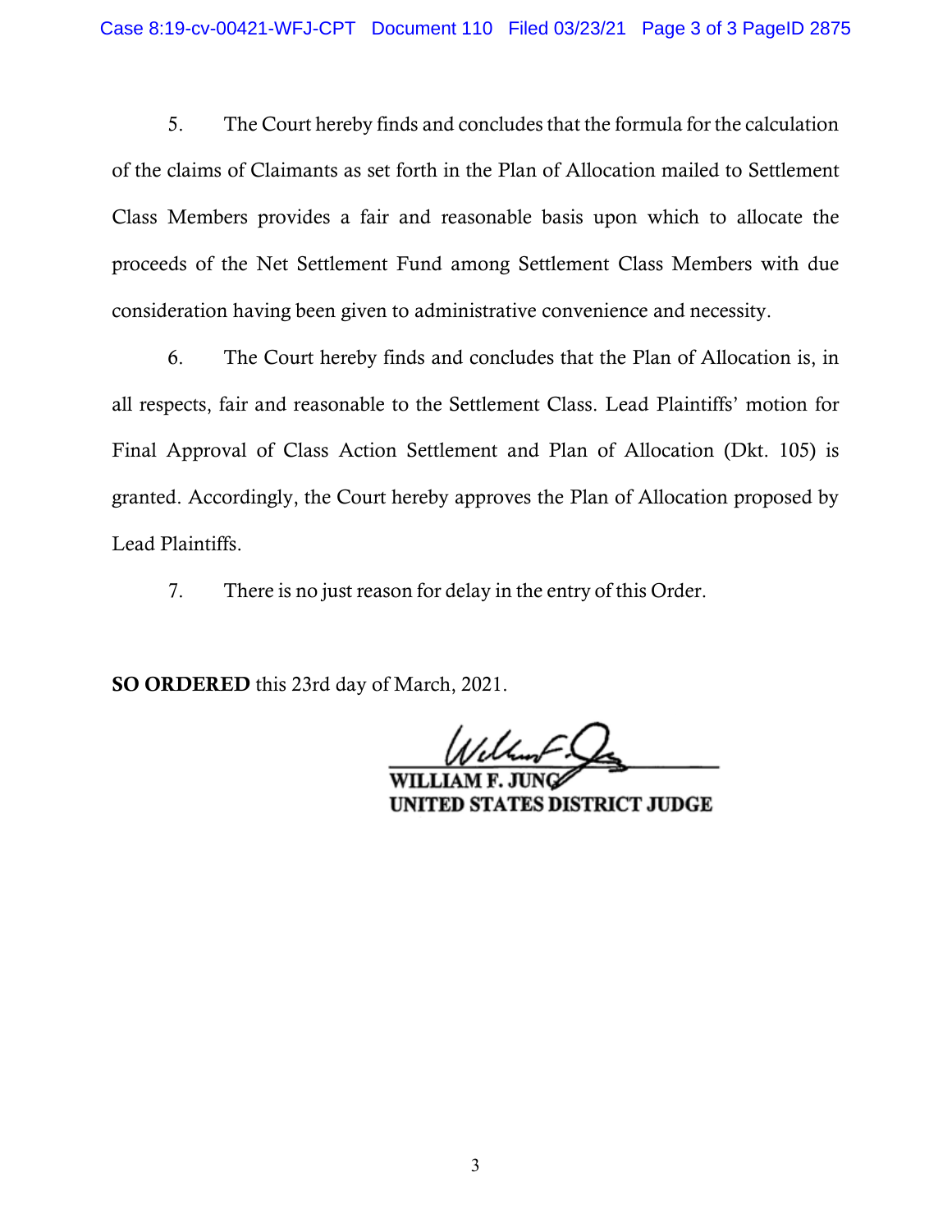5. The Court hereby finds and concludes that the formula for the calculation of the claims of Claimants as set forth in the Plan of Allocation mailed to Settlement Class Members provides a fair and reasonable basis upon which to allocate the proceeds of the Net Settlement Fund among Settlement Class Members with due consideration having been given to administrative convenience and necessity.

6. The Court hereby finds and concludes that the Plan of Allocation is, in all respects, fair and reasonable to the Settlement Class. Lead Plaintiffs' motion for Final Approval of Class Action Settlement and Plan of Allocation (Dkt. 105) is granted. Accordingly, the Court hereby approves the Plan of Allocation proposed by Lead Plaintiffs.

7. There is no just reason for delay in the entry of this Order.

**SO ORDERED** this 23rd day of March, 2021.

**WILLIAM F. JUNG**
**UNITED STATES DISTRICT JUDGE**